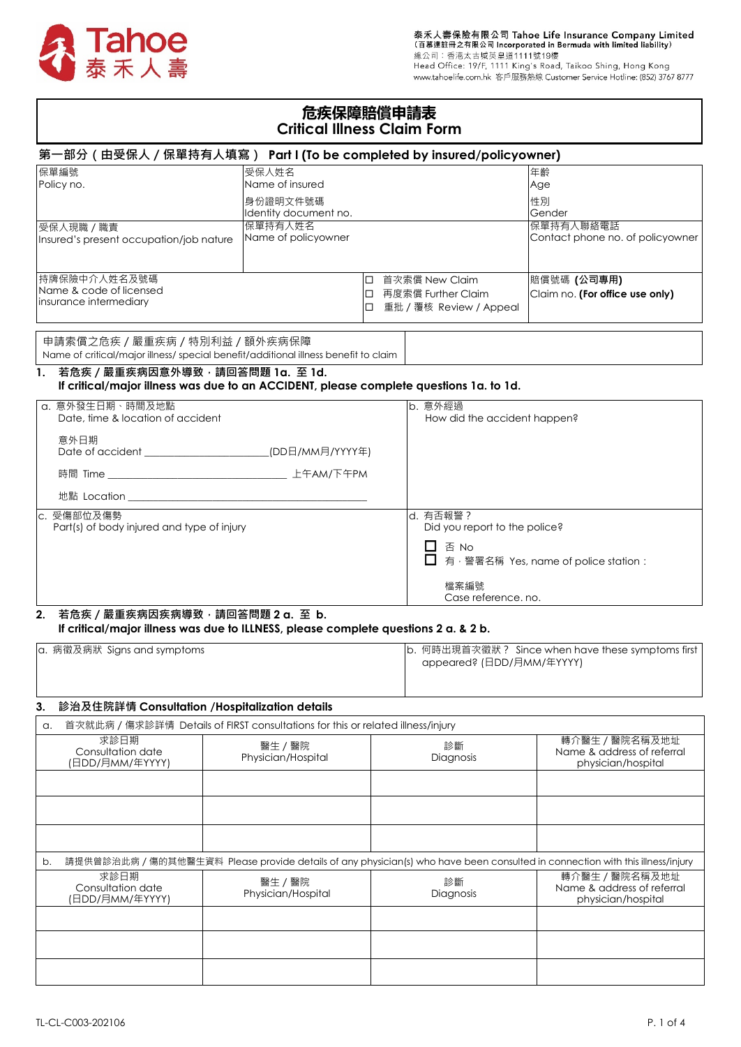泰禾人壽保險有限公司 Tahoe Life Insurance Company Limited
(百慕達註冊之有限公司 Incorporated in Bermuda with limited liability)
總公司：香港太古城英皇道1111號19樓
Head Office: 19/F, 1111 King's Road, Taikoo Shing, Hong Kong
www.tahoelife.com.hk 客戶服務熱線 Customer Service Hotline: (852) 3767 8777

# 危疾保障賠償申請表
# Critical Illness Claim Form

## 第一部分（由受保人 / 保單持有人填寫） Part I (To be completed by insured/policyowner)

| 保單編號<br>Policy no. | 受保人姓名<br>Name of insured<br><br>身份證明文件號碼<br>Identity document no. | | 年齡<br>Age<br><br>性別<br>Gender |
|---|---|---|---|
| 受保人現職 / 職責<br>Insured's present occupation/job nature | 保單持有人姓名<br>Name of policyowner | | 保單持有人聯絡電話<br>Contact phone no. of policyowner |
| 持牌保險中介人姓名及號碼<br>Name & code of licensed insurance intermediary | | ☐ 首次索償 New Claim<br>☐ 再度索償 Further Claim<br>☐ 重批 / 覆核 Review / Appeal | 賠償號碼 **(公司專用)**<br>Claim no. **(For office use only)** |

| 申請索償之危疾 / 嚴重疾病 / 特別利益 / 額外疾病保障<br>Name of critical/major illness/ special benefit/additional illness benefit to claim | |
|---|---|

**1. 若危疾 / 嚴重疾病因意外導致，請回答問題 1a. 至 1d.**
**If critical/major illness was due to an ACCIDENT, please complete questions 1a. to 1d.**

| a. 意外發生日期、時間及地點<br>Date, time & location of accident<br><br>意外日期<br>Date of accident ____________________(DD日/MM月/YYYY年)<br><br>時間 Time ______________________ 上午AM/下午PM<br><br>地點 Location ______________________________ | b. 意外經過<br>How did the accident happen? |
|---|---|
| c. 受傷部位及傷勢<br>Part(s) of body injured and type of injury | d. 有否報警？<br>Did you report to the police?<br><br>☐ 否 No<br>☐ 有，警署名稱 Yes, name of police station：<br><br>檔案編號<br>Case reference. no. |

**2. 若危疾 / 嚴重疾病因疾病導致，請回答問題 2 a. 至 b.**
**If critical/major illness was due to ILLNESS, please complete questions 2 a. & 2 b.**

| a. 病徵及病狀 Signs and symptoms | b. 何時出現首次徵狀？ Since when have these symptoms first appeared? (日DD/月MM/年YYYY) |
|---|---|
| | |

**3. 診治及住院詳情 Consultation /Hospitalization details**

a. 首次就此病 / 傷求診詳情 Details of FIRST consultations for this or related illness/injury

| 求診日期<br>Consultation date<br>(日DD/月MM/年YYYY) | 醫生 / 醫院<br>Physician/Hospital | 診斷<br>Diagnosis | 轉介醫生 / 醫院名稱及地址<br>Name & address of referral physician/hospital |
|---|---|---|---|
| | | | |
| | | | |
| | | | |

b. 請提供曾診治此病 / 傷的其他醫生資料 Please provide details of any physician(s) who have been consulted in connection with this illness/injury

| 求診日期<br>Consultation date<br>(日DD/月MM/年YYYY) | 醫生 / 醫院<br>Physician/Hospital | 診斷<br>Diagnosis | 轉介醫生 / 醫院名稱及地址<br>Name & address of referral physician/hospital |
|---|---|---|---|
| | | | |
| | | | |
| | | | |

TL-CL-C003-202106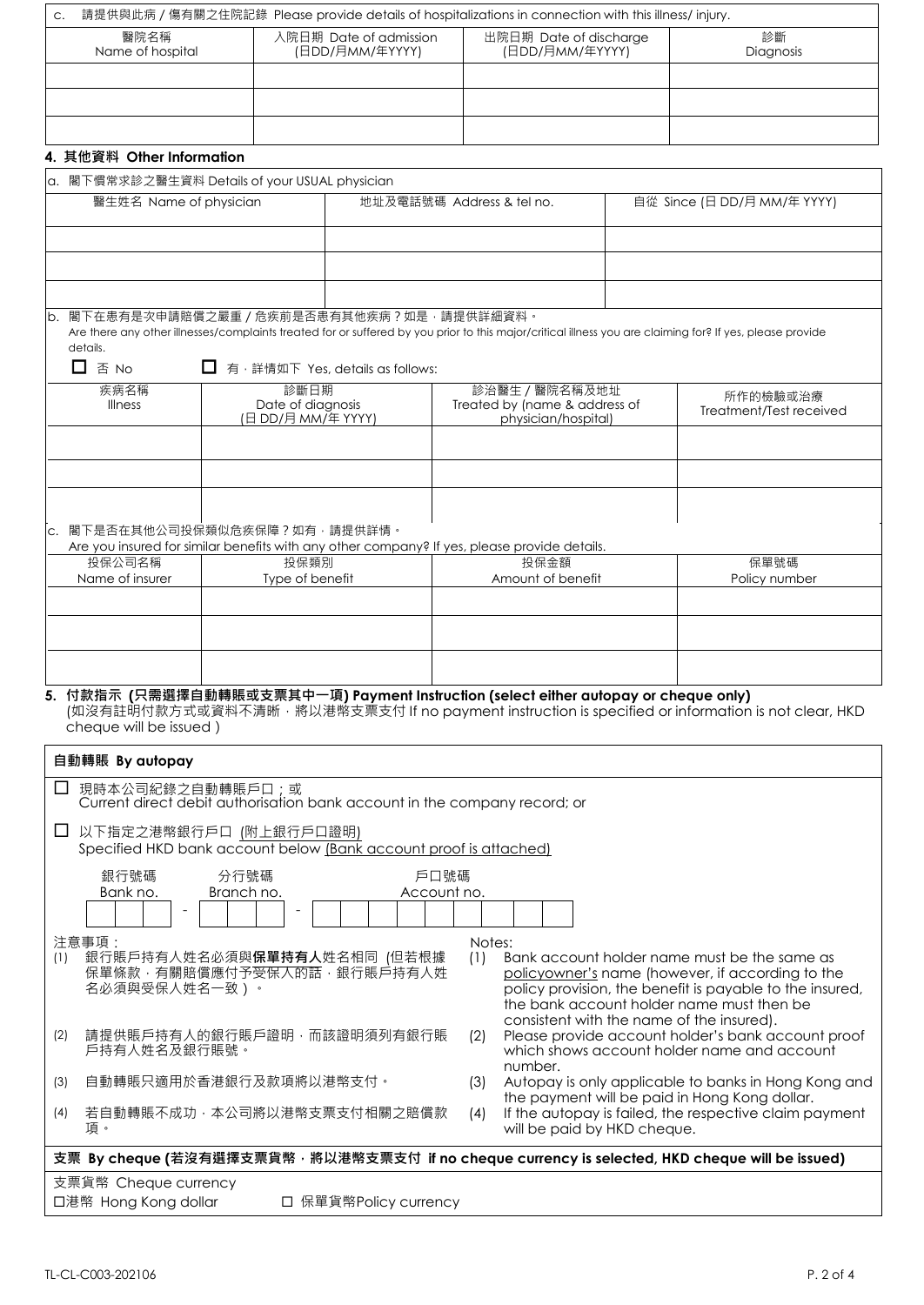c. 請提供與此病 / 傷有關之住院記錄 Please provide details of hospitalizations in connection with this illness/ injury.

| 醫院名稱 Name of hospital | 入院日期 Date of admission (日DD/月MM/年YYYY) | 出院日期 Date of discharge (日DD/月MM/年YYYY) | 診斷 Diagnosis |
|---|---|---|---|
| | | | |
| | | | |
| | | | |

## 4. 其他資料 Other Information

a. 閣下慣常求診之醫生資料 Details of your USUAL physician

| 醫生姓名 Name of physician | 地址及電話號碼 Address & tel no. | 自從 Since (日 DD/月 MM/年 YYYY) |
|---|---|---|
| | | |
| | | |
| | | |

b. 閣下在患有是次申請賠償之嚴重 / 危疾前是否患有其他疾病？如是，請提供詳細資料。
Are there any other illnesses/complaints treated for or suffered by you prior to this major/critical illness you are claiming for? If yes, please provide details.

☐ 否 No ☐ 有，詳情如下 Yes, details as follows:

| 疾病名稱 Illness | 診斷日期 Date of diagnosis (日 DD/月 MM/年 YYYY) | 診治醫生 / 醫院名稱及地址 Treated by (name & address of physician/hospital) | 所作的檢驗或治療 Treatment/Test received |
|---|---|---|---|
| | | | |
| | | | |
| | | | |

c. 閣下是否在其他公司投保類似危疾保障？如有，請提供詳情。
Are you insured for similar benefits with any other company? If yes, please provide details.

| 投保公司名稱 Name of insurer | 投保類別 Type of benefit | 投保金額 Amount of benefit | 保單號碼 Policy number |
|---|---|---|---|
| | | | |
| | | | |
| | | | |

## 5. 付款指示 (只需選擇自動轉賬或支票其中一項) Payment Instruction (select either autopay or cheque only)

(如沒有註明付款方式或資料不清晰，將以港幣支票支付 If no payment instruction is specified or information is not clear, HKD cheque will be issued )

### 自動轉賬 By autopay

☐ 現時本公司紀錄之自動轉賬戶口；或
Current direct debit authorisation bank account in the company record; or

☐ 以下指定之港幣銀行戶口 (附上銀行戶口證明)
Specified HKD bank account below (Bank account proof is attached)

銀行號碼 Bank no. ☐☐☐ - 分行號碼 Branch no. ☐☐☐ - 戶口號碼 Account no. ☐☐☐☐☐☐☐☐☐

注意事項：
1. 銀行賬戶持有人姓名必須與**保單持有人**姓名相同 (但若根據保單條款，有關賠償應付予受保人的話，銀行賬戶持有人姓名必須與受保人姓名一致）。
2. 請提供賬戶持有人的銀行賬戶證明，而該證明須列有銀行賬戶持有人姓名及銀行賬號。
3. 自動轉賬只適用於香港銀行及款項將以港幣支付。
4. 若自動轉賬不成功，本公司將以港幣支票支付相關之賠償款項。

Notes:
1. Bank account holder name must be the same as policyowner's name (however, if according to the policy provision, the benefit is payable to the insured, the bank account holder name must then be consistent with the name of the insured).
2. Please provide account holder's bank account proof which shows account holder name and account number.
3. Autopay is only applicable to banks in Hong Kong and the payment will be paid in Hong Kong dollar.
4. If the autopay is failed, the respective claim payment will be paid by HKD cheque.

### 支票 By cheque (若沒有選擇支票貨幣，將以港幣支票支付 if no cheque currency is selected, HKD cheque will be issued)

支票貨幣 Cheque currency

☐港幣 Hong Kong dollar ☐ 保單貨幣Policy currency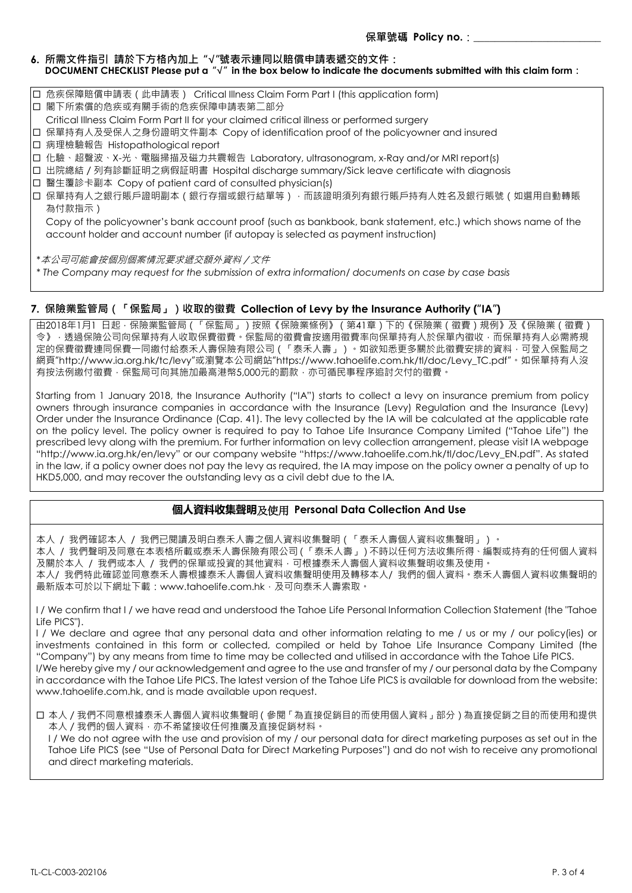保單號碼 Policy no.：\_\_\_\_\_\_\_\_\_\_\_\_\_\_\_\_\_\_\_\_\_\_\_\_

### 6. 所需文件指引 請於下方格內加上 "√"號表示連同以賠償申請表遞交的文件：
**DOCUMENT CHECKLIST Please put a "√" in the box below to indicate the documents submitted with this claim form：**

- ☐ 危疾保障賠償申請表（此申請表） Critical Illness Claim Form Part I (this application form)
- ☐ 閣下所索償的危疾或有關手術的危疾保障申請表第二部分
  Critical Illness Claim Form Part II for your claimed critical illness or performed surgery
- ☐ 保單持有人及受保人之身份證明文件副本 Copy of identification proof of the policyowner and insured
- ☐ 病理檢驗報告 Histopathological report
- ☐ 化驗、超聲波、X-光、電腦掃描及磁力共震報告 Laboratory, ultrasonogram, x-Ray and/or MRI report(s)
- ☐ 出院總結 / 列有診斷証明之病假証明書 Hospital discharge summary/Sick leave certificate with diagnosis
- ☐ 醫生覆診卡副本 Copy of patient card of consulted physician(s)
- ☐ 保單持有人之銀行賬戶證明副本（銀行存摺或銀行結單等），而該證明須列有銀行賬戶持有人姓名及銀行賬號（如選用自動轉賬為付款指示）
  Copy of the policyowner's bank account proof (such as bankbook, bank statement, etc.) which shows name of the account holder and account number (if autopay is selected as payment instruction)

*\*本公司可能會按個別個案情況要求遞交額外資料 / 文件*

*\* The Company may request for the submission of extra information/ documents on case by case basis*

### 7. 保險業監管局（「保監局」）收取的徵費 Collection of Levy by the Insurance Authority ("IA")

由2018年1月1 日起，保險業監管局（「保監局」）按照《保險業條例》（第41章）下的《保險業（徵費）規例》及《保險業（徵費）令》，透過保險公司向保單持有人收取保費徵費。保監局的徵費會按適用徵費率向保單持有人於保單內徵收，而保單持有人必需將規定的保費徵費連同保費一同繳付給泰禾人壽保險有限公司（「泰禾人壽」）。如欲知悉更多關於此徵費安排的資料，可登入保監局之網頁"http://www.ia.org.hk/tc/levy"或瀏覽本公司網站"https://www.tahoelife.com.hk/tl/doc/Levy_TC.pdf"。如保單持有人沒有按法例繳付徵費，保監局可向其施加最高港幣5,000元的罰款，亦可循民事程序追討欠付的徵費。

Starting from 1 January 2018, the Insurance Authority ("IA") starts to collect a levy on insurance premium from policy owners through insurance companies in accordance with the Insurance (Levy) Regulation and the Insurance (Levy) Order under the Insurance Ordinance (Cap. 41). The levy collected by the IA will be calculated at the applicable rate on the policy level. The policy owner is required to pay to Tahoe Life Insurance Company Limited ("Tahoe Life") the prescribed levy along with the premium. For further information on levy collection arrangement, please visit IA webpage "http://www.ia.org.hk/en/levy" or our company website "https://www.tahoelife.com.hk/tl/doc/Levy_EN.pdf". As stated in the law, if a policy owner does not pay the levy as required, the IA may impose on the policy owner a penalty of up to HKD5,000, and may recover the outstanding levy as a civil debt due to the IA.

### 個人資料收集聲明及使用 Personal Data Collection And Use

本人 / 我們確認本人 / 我們已閱讀及明白泰禾人壽之個人資料收集聲明（「泰禾人壽個人資料收集聲明」）。
本人 / 我們聲明及同意在本表格所載或泰禾人壽保險有限公司（「泰禾人壽」）不時以任何方法收集所得、編製或持有的任何個人資料及關於本人 / 我們或本人 / 我們的保單或投資的其他資料，可根據泰禾人壽個人資料收集聲明收集及使用。
本人/ 我們特此確認並同意泰禾人壽根據泰禾人壽個人資料收集聲明使用及轉移本人/ 我們的個人資料。泰禾人壽個人資料收集聲明的最新版本可於以下網址下載：www.tahoelife.com.hk，及可向泰禾人壽索取。

I / We confirm that I / we have read and understood the Tahoe Life Personal Information Collection Statement (the "Tahoe Life PICS").
I / We declare and agree that any personal data and other information relating to me / us or my / our policy(ies) or investments contained in this form or collected, compiled or held by Tahoe Life Insurance Company Limited (the "Company") by any means from time to time may be collected and utilised in accordance with the Tahoe Life PICS.
I/We hereby give my / our acknowledgement and agree to the use and transfer of my / our personal data by the Company in accordance with the Tahoe Life PICS. The latest version of the Tahoe Life PICS is available for download from the website: www.tahoelife.com.hk, and is made available upon request.

☐ 本人 / 我們不同意根據泰禾人壽個人資料收集聲明（參閱「為直接促銷目的而使用個人資料」部分）為直接促銷之目的而使用和提供本人 / 我們的個人資料，亦不希望接收任何推廣及直接促銷材料。
I / We do not agree with the use and provision of my / our personal data for direct marketing purposes as set out in the Tahoe Life PICS (see "Use of Personal Data for Direct Marketing Purposes") and do not wish to receive any promotional and direct marketing materials.

TL-CL-C003-202106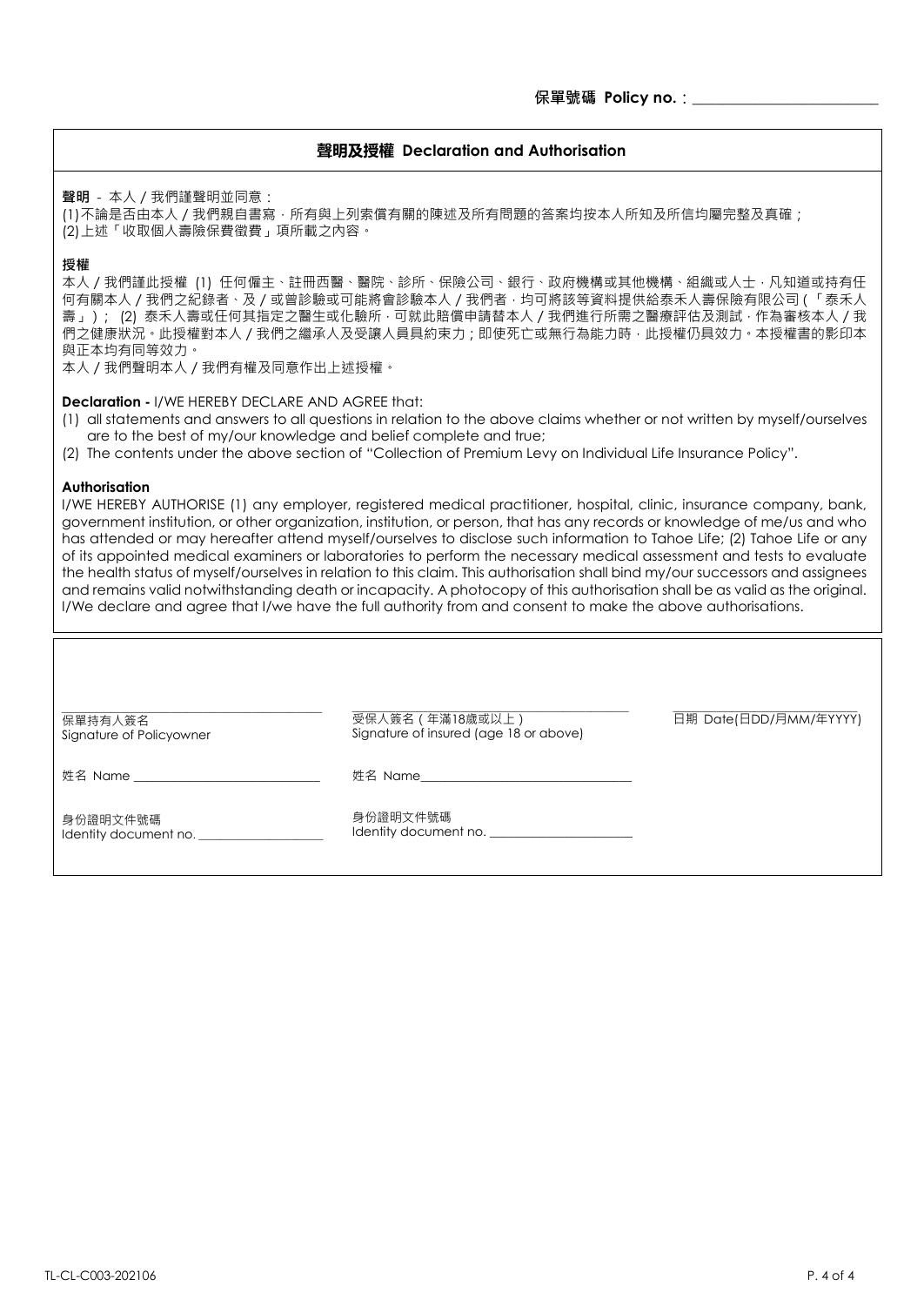保單號碼 **Policy no.**：________________________

## 聲明及授權 Declaration and Authorisation

**聲明** - 本人 / 我們謹聲明並同意：

(1) 不論是否由本人 / 我們親自書寫，所有與上列索償有關的陳述及所有問題的答案均按本人所知及所信均屬完整及真確；
(2) 上述「收取個人壽險保費徵費」項所載之內容。

**授權**

本人 / 我們謹此授權 (1) 任何僱主、註冊西醫、醫院、診所、保險公司、銀行、政府機構或其他機構、組織或人士，凡知道或持有任何有關本人 / 我們之紀錄者、及 / 或曾診驗或可能將會診驗本人 / 我們者，均可將該等資料提供給泰禾人壽保險有限公司（「泰禾人壽」）； (2) 泰禾人壽或任何其指定之醫生或化驗所，可就此賠償申請替本人 / 我們進行所需之醫療評估及測試，作為審核本人 / 我們之健康狀況。此授權對本人 / 我們之繼承人及受讓人員具約束力；即使死亡或無行為能力時，此授權仍具效力。本授權書的影印本與正本均有同等效力。

本人 / 我們聲明本人 / 我們有權及同意作出上述授權。

**Declaration -** I/WE HEREBY DECLARE AND AGREE that:

(1) all statements and answers to all questions in relation to the above claims whether or not written by myself/ourselves are to the best of my/our knowledge and belief complete and true;
(2) The contents under the above section of "Collection of Premium Levy on Individual Life Insurance Policy".

**Authorisation**

I/WE HEREBY AUTHORISE (1) any employer, registered medical practitioner, hospital, clinic, insurance company, bank, government institution, or other organization, institution, or person, that has any records or knowledge of me/us and who has attended or may hereafter attend myself/ourselves to disclose such information to Tahoe Life; (2) Tahoe Life or any of its appointed medical examiners or laboratories to perform the necessary medical assessment and tests to evaluate the health status of myself/ourselves in relation to this claim. This authorisation shall bind my/our successors and assignees and remains valid notwithstanding death or incapacity. A photocopy of this authorisation shall be as valid as the original. I/We declare and agree that I/we have the full authority from and consent to make the above authorisations.

| | | |
|---|---|---|
| ______________________________<br>保單持有人簽名<br>Signature of Policyowner | ______________________________<br>受保人簽名（年滿18歲或以上）<br>Signature of insured (age 18 or above) | ____________________<br>日期 Date(日DD/月MM/年YYYY) |
| 姓名 Name ______________________ | 姓名 Name______________________ | |
| 身份證明文件號碼<br>Identity document no. ______________ | 身份證明文件號碼<br>Identity document no. ______________ | |

TL-CL-C003-202106